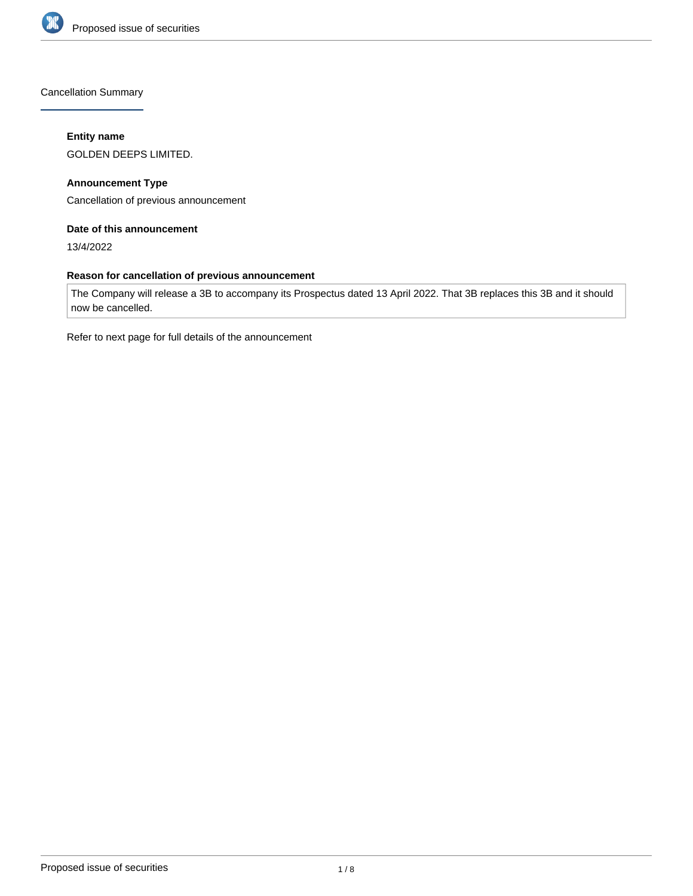## Cancellation Summary

**Entity name**

GOLDEN DEEPS LIMITED.

**Announcement Type**

Cancellation of previous announcement

**Date of this announcement**

13/4/2022

**Reason for cancellation of previous announcement**

The Company will release a 3B to accompany its Prospectus dated 13 April 2022. That 3B replaces this 3B and it should now be cancelled.

Refer to next page for full details of the announcement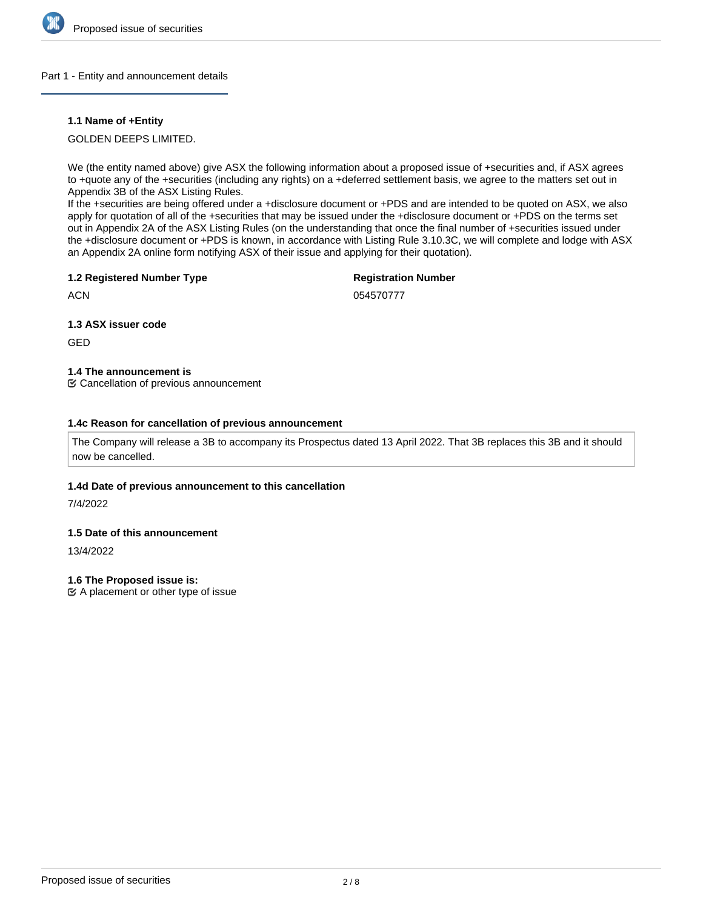## Part 1 - Entity and announcement details

### 1.1 Name of +Entity

GOLDEN DEEPS LIMITED.

We (the entity named above) give ASX the following information about a proposed issue of +securities and, if ASX agrees to +quote any of the +securities (including any rights) on a +deferred settlement basis, we agree to the matters set out in Appendix 3B of the ASX Listing Rules.
If the +securities are being offered under a +disclosure document or +PDS and are intended to be quoted on ASX, we also apply for quotation of all of the +securities that may be issued under the +disclosure document or +PDS on the terms set out in Appendix 2A of the ASX Listing Rules (on the understanding that once the final number of +securities issued under the +disclosure document or +PDS is known, in accordance with Listing Rule 3.10.3C, we will complete and lodge with ASX an Appendix 2A online form notifying ASX of their issue and applying for their quotation).

**1.2 Registered Number Type**

ACN

**Registration Number**

054570777

**1.3 ASX issuer code**

GED

**1.4 The announcement is**

Cancellation of previous announcement

**1.4c Reason for cancellation of previous announcement**

The Company will release a 3B to accompany its Prospectus dated 13 April 2022. That 3B replaces this 3B and it should now be cancelled.

**1.4d Date of previous announcement to this cancellation**

7/4/2022

**1.5 Date of this announcement**

13/4/2022

**1.6 The Proposed issue is:**

A placement or other type of issue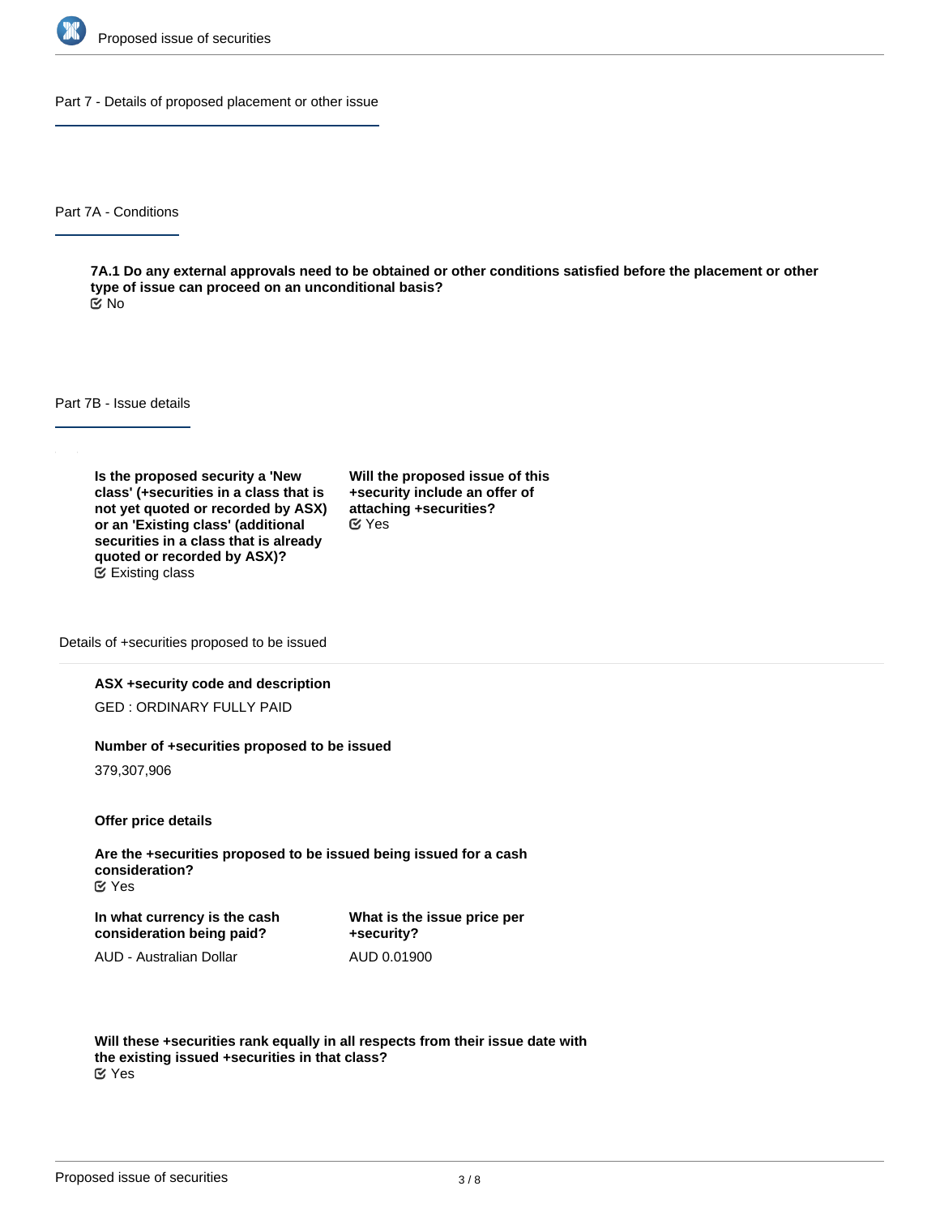## Part 7 - Details of proposed placement or other issue

### Part 7A - Conditions

**7A.1 Do any external approvals need to be obtained or other conditions satisfied before the placement or other type of issue can proceed on an unconditional basis?**
No

### Part 7B - Issue details

**Is the proposed security a 'New class' (+securities in a class that is not yet quoted or recorded by ASX) or an 'Existing class' (additional securities in a class that is already quoted or recorded by ASX)?**
Existing class

**Will the proposed issue of this +security include an offer of attaching +securities?**
Yes

Details of +securities proposed to be issued

**ASX +security code and description**

GED : ORDINARY FULLY PAID

**Number of +securities proposed to be issued**

379,307,906

**Offer price details**

**Are the +securities proposed to be issued being issued for a cash consideration?**
Yes

**In what currency is the cash consideration being paid?**

AUD - Australian Dollar

**What is the issue price per +security?**

AUD 0.01900

**Will these +securities rank equally in all respects from their issue date with the existing issued +securities in that class?**
Yes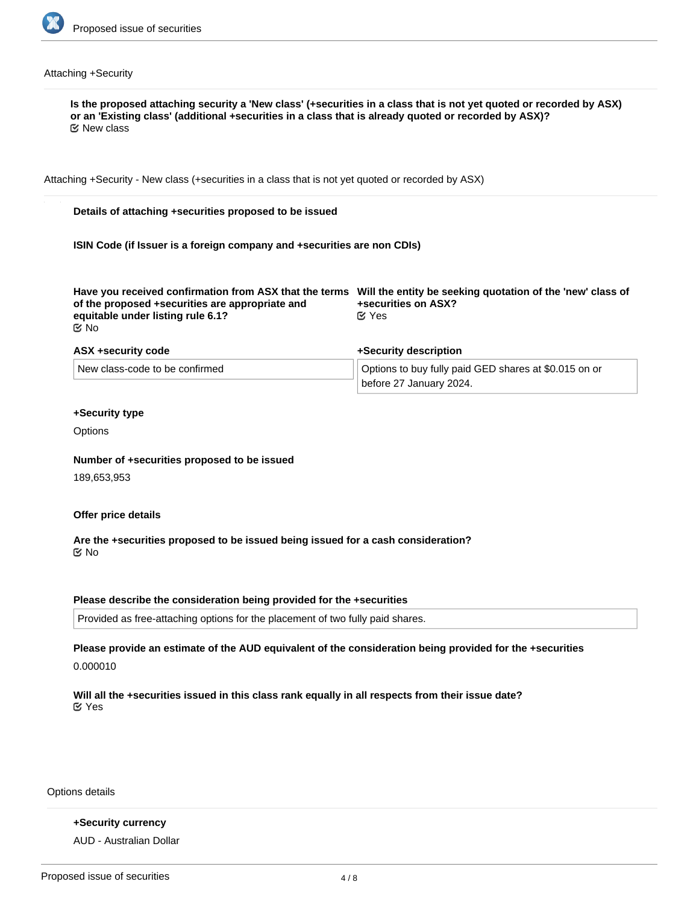Attaching +Security

**Is the proposed attaching security a 'New class' (+securities in a class that is not yet quoted or recorded by ASX) or an 'Existing class' (additional +securities in a class that is already quoted or recorded by ASX)?**

☑ New class

Attaching +Security - New class (+securities in a class that is not yet quoted or recorded by ASX)

**Details of attaching +securities proposed to be issued**

**ISIN Code (if Issuer is a foreign company and +securities are non CDIs)**

**Have you received confirmation from ASX that the terms of the proposed +securities are appropriate and equitable under listing rule 6.1?**

☑ No

**Will the entity be seeking quotation of the 'new' class of +securities on ASX?**

☑ Yes

**ASX +security code**

New class-code to be confirmed

**+Security description**

Options to buy fully paid GED shares at $0.015 on or before 27 January 2024.

**+Security type**

Options

**Number of +securities proposed to be issued**

189,653,953

**Offer price details**

**Are the +securities proposed to be issued being issued for a cash consideration?**

☑ No

**Please describe the consideration being provided for the +securities**

Provided as free-attaching options for the placement of two fully paid shares.

**Please provide an estimate of the AUD equivalent of the consideration being provided for the +securities**

0.000010

**Will all the +securities issued in this class rank equally in all respects from their issue date?**

☑ Yes

Options details

**+Security currency**

AUD - Australian Dollar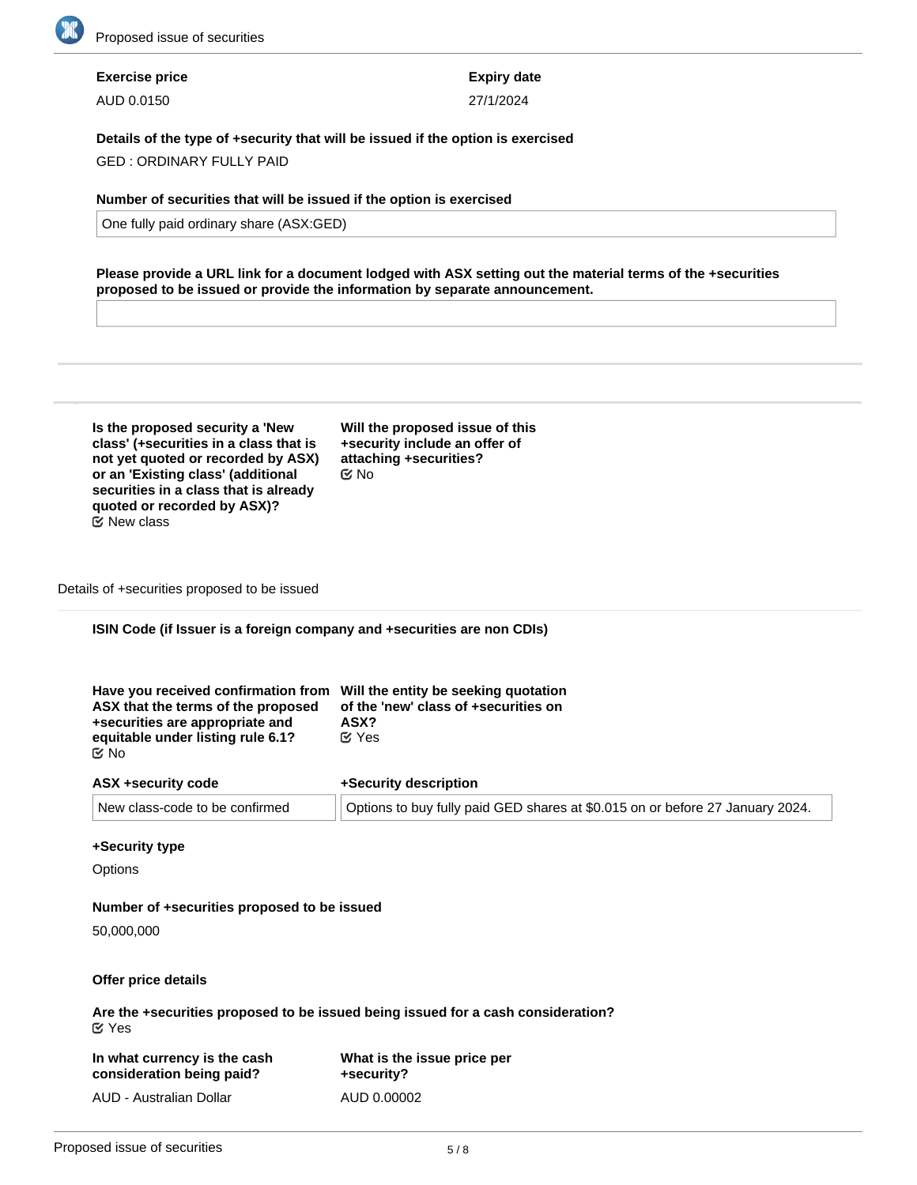**Exercise price**

AUD 0.0150

**Expiry date**

27/1/2024

**Details of the type of +security that will be issued if the option is exercised**

GED : ORDINARY FULLY PAID

**Number of securities that will be issued if the option is exercised**

One fully paid ordinary share (ASX:GED)

**Please provide a URL link for a document lodged with ASX setting out the material terms of the +securities proposed to be issued or provide the information by separate announcement.**

---

**Is the proposed security a 'New class' (+securities in a class that is not yet quoted or recorded by ASX) or an 'Existing class' (additional securities in a class that is already quoted or recorded by ASX)?**

New class

**Will the proposed issue of this +security include an offer of attaching +securities?**

No

Details of +securities proposed to be issued

**ISIN Code (if Issuer is a foreign company and +securities are non CDIs)**

**Have you received confirmation from ASX that the terms of the proposed +securities are appropriate and equitable under listing rule 6.1?**

No

**Will the entity be seeking quotation of the 'new' class of +securities on ASX?**

Yes

**ASX +security code**

New class-code to be confirmed

**+Security description**

Options to buy fully paid GED shares at $0.015 on or before 27 January 2024.

**+Security type**

Options

**Number of +securities proposed to be issued**

50,000,000

**Offer price details**

**Are the +securities proposed to be issued being issued for a cash consideration?**

Yes

**In what currency is the cash consideration being paid?**

AUD - Australian Dollar

**What is the issue price per +security?**

AUD 0.00002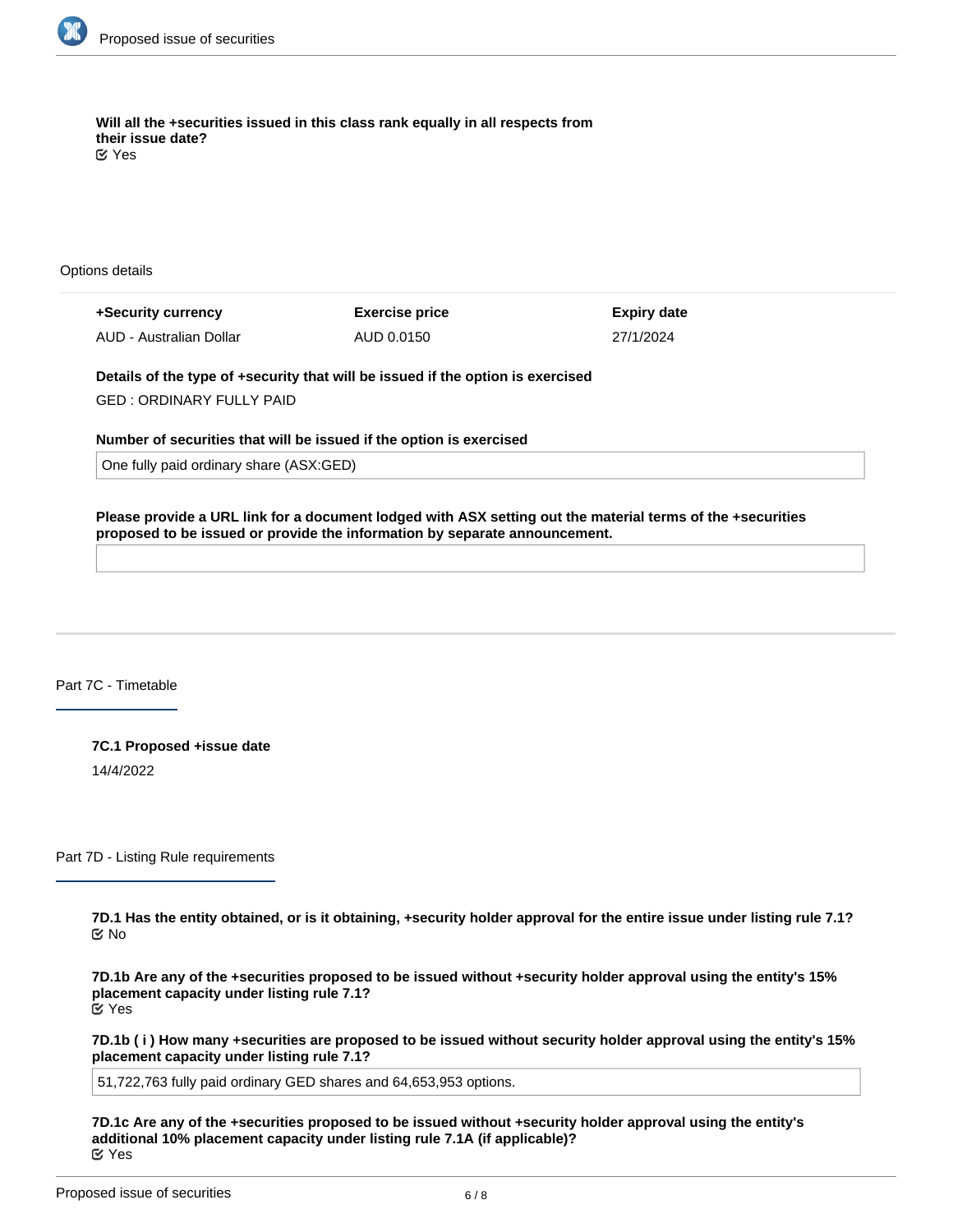**Will all the +securities issued in this class rank equally in all respects from their issue date?**
☑ Yes

Options details

| +Security currency | Exercise price | Expiry date |
| --- | --- | --- |
| AUD - Australian Dollar | AUD 0.0150 | 27/1/2024 |

**Details of the type of +security that will be issued if the option is exercised**

GED : ORDINARY FULLY PAID

**Number of securities that will be issued if the option is exercised**

One fully paid ordinary share (ASX:GED)

**Please provide a URL link for a document lodged with ASX setting out the material terms of the +securities proposed to be issued or provide the information by separate announcement.**

## Part 7C - Timetable

**7C.1 Proposed +issue date**

14/4/2022

## Part 7D - Listing Rule requirements

**7D.1 Has the entity obtained, or is it obtaining, +security holder approval for the entire issue under listing rule 7.1?**
☑ No

**7D.1b Are any of the +securities proposed to be issued without +security holder approval using the entity's 15% placement capacity under listing rule 7.1?**
☑ Yes

**7D.1b ( i ) How many +securities are proposed to be issued without security holder approval using the entity's 15% placement capacity under listing rule 7.1?**

51,722,763 fully paid ordinary GED shares and 64,653,953 options.

**7D.1c Are any of the +securities proposed to be issued without +security holder approval using the entity's additional 10% placement capacity under listing rule 7.1A (if applicable)?**
☑ Yes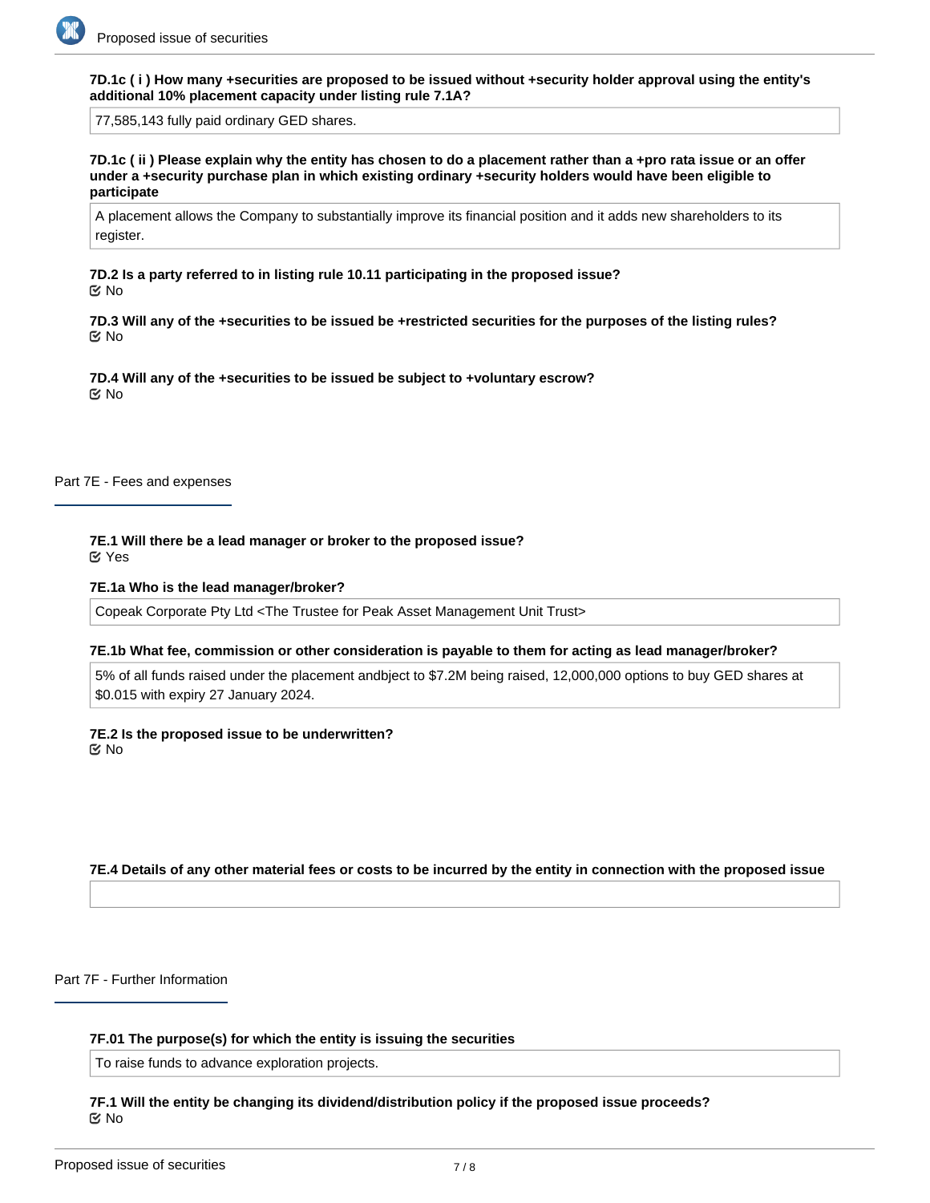**7D.1c ( i ) How many +securities are proposed to be issued without +security holder approval using the entity's additional 10% placement capacity under listing rule 7.1A?**

77,585,143 fully paid ordinary GED shares.

**7D.1c ( ii ) Please explain why the entity has chosen to do a placement rather than a +pro rata issue or an offer under a +security purchase plan in which existing ordinary +security holders would have been eligible to participate**

A placement allows the Company to substantially improve its financial position and it adds new shareholders to its register.

**7D.2 Is a party referred to in listing rule 10.11 participating in the proposed issue?**

No

**7D.3 Will any of the +securities to be issued be +restricted securities for the purposes of the listing rules?**

No

**7D.4 Will any of the +securities to be issued be subject to +voluntary escrow?**

No

## Part 7E - Fees and expenses

**7E.1 Will there be a lead manager or broker to the proposed issue?**

Yes

**7E.1a Who is the lead manager/broker?**

Copeak Corporate Pty Ltd <The Trustee for Peak Asset Management Unit Trust>

**7E.1b What fee, commission or other consideration is payable to them for acting as lead manager/broker?**

5% of all funds raised under the placement andbject to $7.2M being raised, 12,000,000 options to buy GED shares at $0.015 with expiry 27 January 2024.

**7E.2 Is the proposed issue to be underwritten?**

No

**7E.4 Details of any other material fees or costs to be incurred by the entity in connection with the proposed issue**

## Part 7F - Further Information

**7F.01 The purpose(s) for which the entity is issuing the securities**

To raise funds to advance exploration projects.

**7F.1 Will the entity be changing its dividend/distribution policy if the proposed issue proceeds?**

No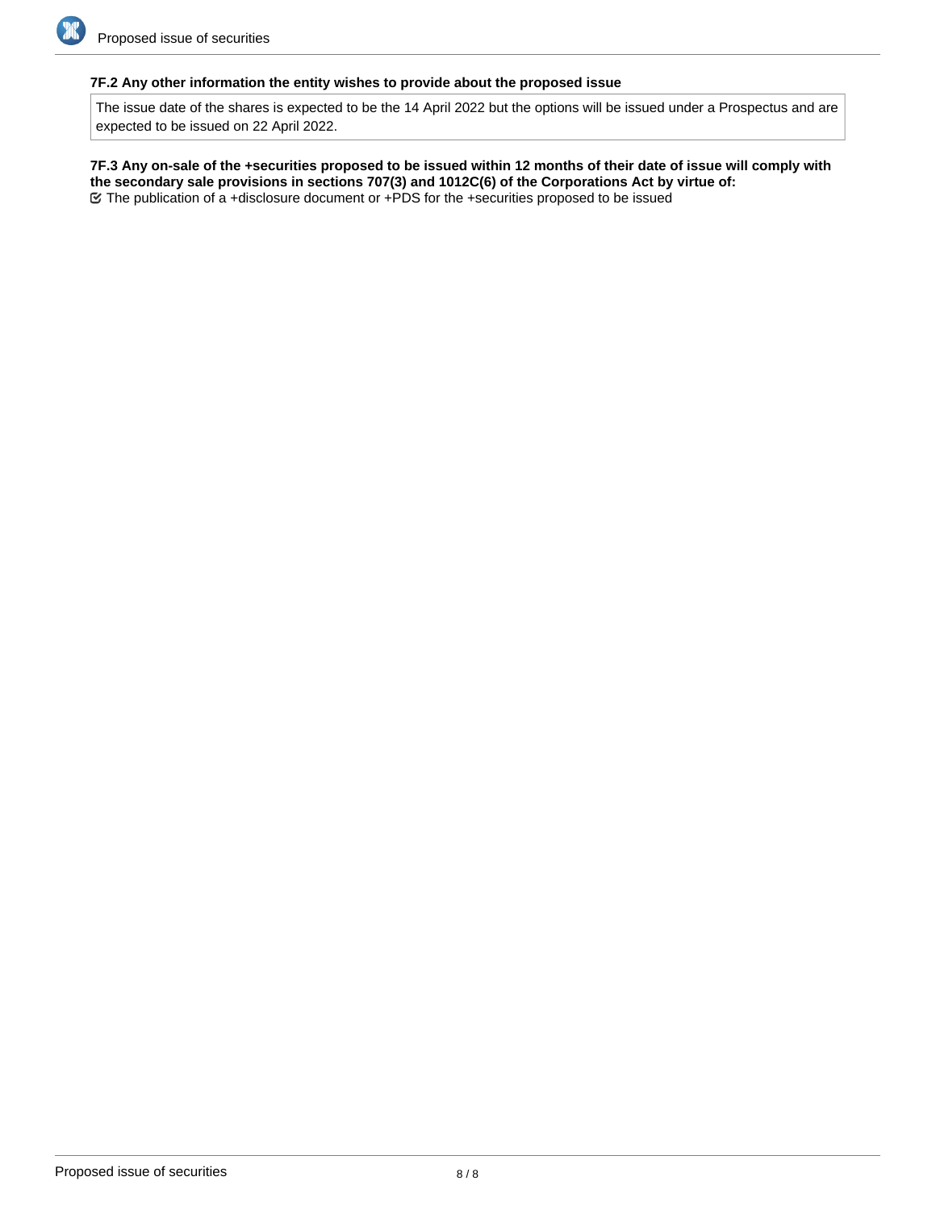**7F.2 Any other information the entity wishes to provide about the proposed issue**

The issue date of the shares is expected to be the 14 April 2022 but the options will be issued under a Prospectus and are expected to be issued on 22 April 2022.

**7F.3 Any on-sale of the +securities proposed to be issued within 12 months of their date of issue will comply with the secondary sale provisions in sections 707(3) and 1012C(6) of the Corporations Act by virtue of:**

☑ The publication of a +disclosure document or +PDS for the +securities proposed to be issued